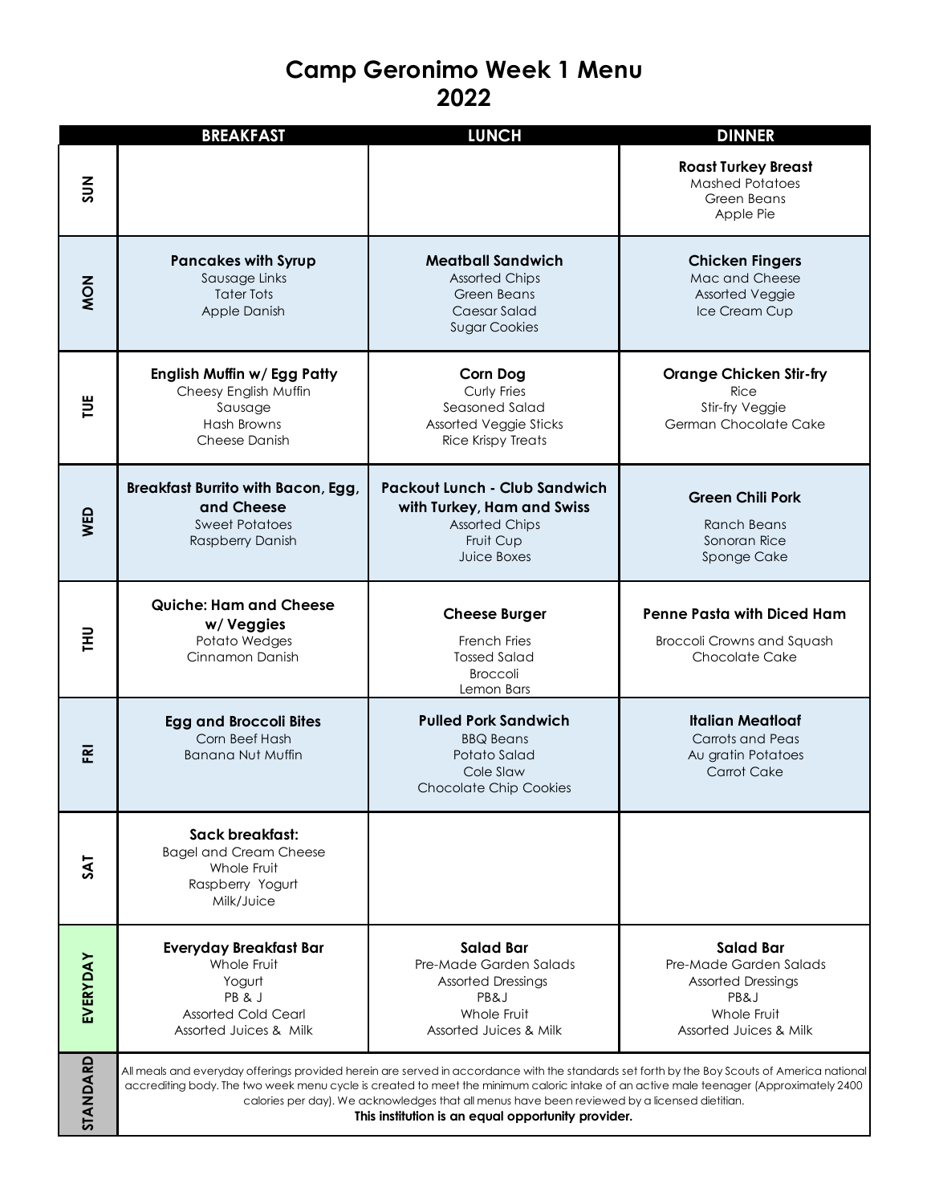# Camp Geronimo Week 1 Menu
# 2022

| | BREAKFAST | LUNCH | DINNER |
|---|---|---|---|
| **SUN** | | | **Roast Turkey Breast**<br>Mashed Potatoes<br>Green Beans<br>Apple Pie |
| **MON** | **Pancakes with Syrup**<br>Sausage Links<br>Tater Tots<br>Apple Danish | **Meatball Sandwich**<br>Assorted Chips<br>Green Beans<br>Caesar Salad<br>Sugar Cookies | **Chicken Fingers**<br>Mac and Cheese<br>Assorted Veggie<br>Ice Cream Cup |
| **TUE** | **English Muffin w/ Egg Patty**<br>Cheesy English Muffin<br>Sausage<br>Hash Browns<br>Cheese Danish | **Corn Dog**<br>Curly Fries<br>Seasoned Salad<br>Assorted Veggie Sticks<br>Rice Krispy Treats | **Orange Chicken Stir-fry**<br>Rice<br>Stir-fry Veggie<br>German Chocolate Cake |
| **WED** | **Breakfast Burrito with Bacon, Egg, and Cheese**<br>Sweet Potatoes<br>Raspberry Danish | **Packout Lunch - Club Sandwich with Turkey, Ham and Swiss**<br>Assorted Chips<br>Fruit Cup<br>Juice Boxes | **Green Chili Pork**<br>Ranch Beans<br>Sonoran Rice<br>Sponge Cake |
| **THU** | **Quiche: Ham and Cheese w/ Veggies**<br>Potato Wedges<br>Cinnamon Danish | **Cheese Burger**<br>French Fries<br>Tossed Salad<br>Broccoli<br>Lemon Bars | **Penne Pasta with Diced Ham**<br>Broccoli Crowns and Squash<br>Chocolate Cake |
| **FRI** | **Egg and Broccoli Bites**<br>Corn Beef Hash<br>Banana Nut Muffin | **Pulled Pork Sandwich**<br>BBQ Beans<br>Potato Salad<br>Cole Slaw<br>Chocolate Chip Cookies | **Italian Meatloaf**<br>Carrots and Peas<br>Au gratin Potatoes<br>Carrot Cake |
| **SAT** | **Sack breakfast:**<br>Bagel and Cream Cheese<br>Whole Fruit<br>Raspberry Yogurt<br>Milk/Juice | | |
| **EVERYDAY** | **Everyday Breakfast Bar**<br>Whole Fruit<br>Yogurt<br>PB & J<br>Assorted Cold Cearl<br>Assorted Juices & Milk | **Salad Bar**<br>Pre-Made Garden Salads<br>Assorted Dressings<br>PB&J<br>Whole Fruit<br>Assorted Juices & Milk | **Salad Bar**<br>Pre-Made Garden Salads<br>Assorted Dressings<br>PB&J<br>Whole Fruit<br>Assorted Juices & Milk |
| **STANDARD** | All meals and everyday offerings provided herein are served in accordance with the standards set forth by the Boy Scouts of America national accrediting body. The two week menu cycle is created to meet the minimum caloric intake of an active male teenager (Approximately 2400 calories per day). We acknowledges that all menus have been reviewed by a licensed dietitian.<br>**This institution is an equal opportunity provider.** | | |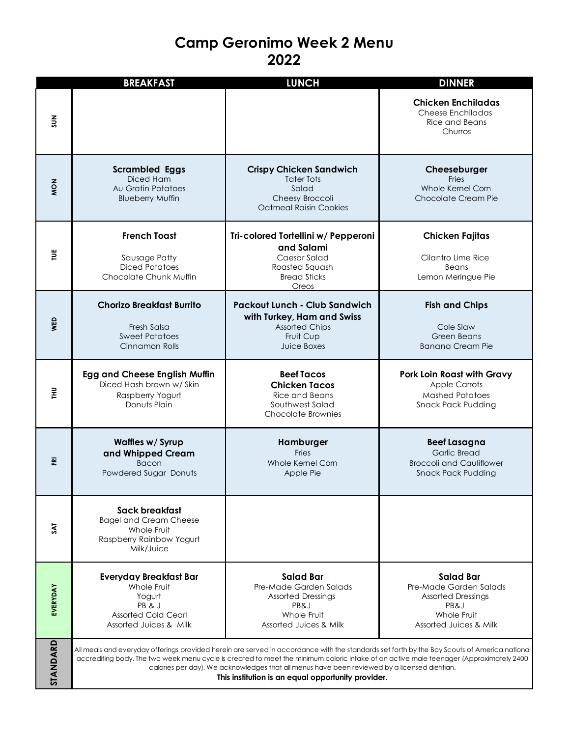# Camp Geronimo Week 2 Menu
# 2022

| | BREAKFAST | LUNCH | DINNER |
|---|---|---|---|
| SUN | | | **Chicken Enchiladas**<br>Cheese Enchiladas<br>Rice and Beans<br>Churros |
| MON | **Scrambled Eggs**<br>Diced Ham<br>Au Gratin Potatoes<br>Blueberry Muffin | **Crispy Chicken Sandwich**<br>Tater Tots<br>Salad<br>Cheesy Broccoli<br>Oatmeal Raisin Cookies | **Cheeseburger**<br>Fries<br>Whole Kernel Corn<br>Chocolate Cream Pie |
| TUE | **French Toast**<br>Sausage Patty<br>Diced Potatoes<br>Chocolate Chunk Muffin | **Tri-colored Tortellini w/ Pepperoni and Salami**<br>Caesar Salad<br>Roasted Squash<br>Bread Sticks<br>Oreos | **Chicken Fajitas**<br>Cilantro Lime Rice<br>Beans<br>Lemon Meringue Pie |
| WED | **Chorizo Breakfast Burrito**<br>Fresh Salsa<br>Sweet Potatoes<br>Cinnamon Rolls | **Packout Lunch - Club Sandwich with Turkey, Ham and Swiss**<br>Assorted Chips<br>Fruit Cup<br>Juice Boxes | **Fish and Chips**<br>Cole Slaw<br>Green Beans<br>Banana Cream Pie |
| THU | **Egg and Cheese English Muffin**<br>Diced Hash brown w/ Skin<br>Raspberry Yogurt<br>Donuts Plain | **Beef Tacos**<br>**Chicken Tacos**<br>Rice and Beans<br>Southwest Salad<br>Chocolate Brownies | **Pork Loin Roast with Gravy**<br>Apple Carrots<br>Mashed Potatoes<br>Snack Pack Pudding |
| FRI | **Waffles w/ Syrup and Whipped Cream**<br>Bacon<br>Powdered Sugar Donuts | **Hamburger**<br>Fries<br>Whole Kernel Corn<br>Apple Pie | **Beef Lasagna**<br>Garlic Bread<br>Broccoli and Cauliflower<br>Snack Pack Pudding |
| SAT | **Sack breakfast**<br>Bagel and Cream Cheese<br>Whole Fruit<br>Raspberry Rainbow Yogurt<br>Milk/Juice | | |
| EVERYDAY | **Everyday Breakfast Bar**<br>Whole Fruit<br>Yogurt<br>PB & J<br>Assorted Cold Cearl<br>Assorted Juices & Milk | **Salad Bar**<br>Pre-Made Garden Salads<br>Assorted Dressings<br>PB&J<br>Whole Fruit<br>Assorted Juices & Milk | **Salad Bar**<br>Pre-Made Garden Salads<br>Assorted Dressings<br>PB&J<br>Whole Fruit<br>Assorted Juices & Milk |
| STANDARD | All meals and everyday offerings provided herein are served in accordance with the standards set forth by the Boy Scouts of America national accrediting body. The two week menu cycle is created to meet the minimum caloric intake of an active male teenager (Approximately 2400 calories per day). We acknowledges that all menus have been reviewed by a licensed dietitian.<br>**This institution is an equal opportunity provider.** | | |